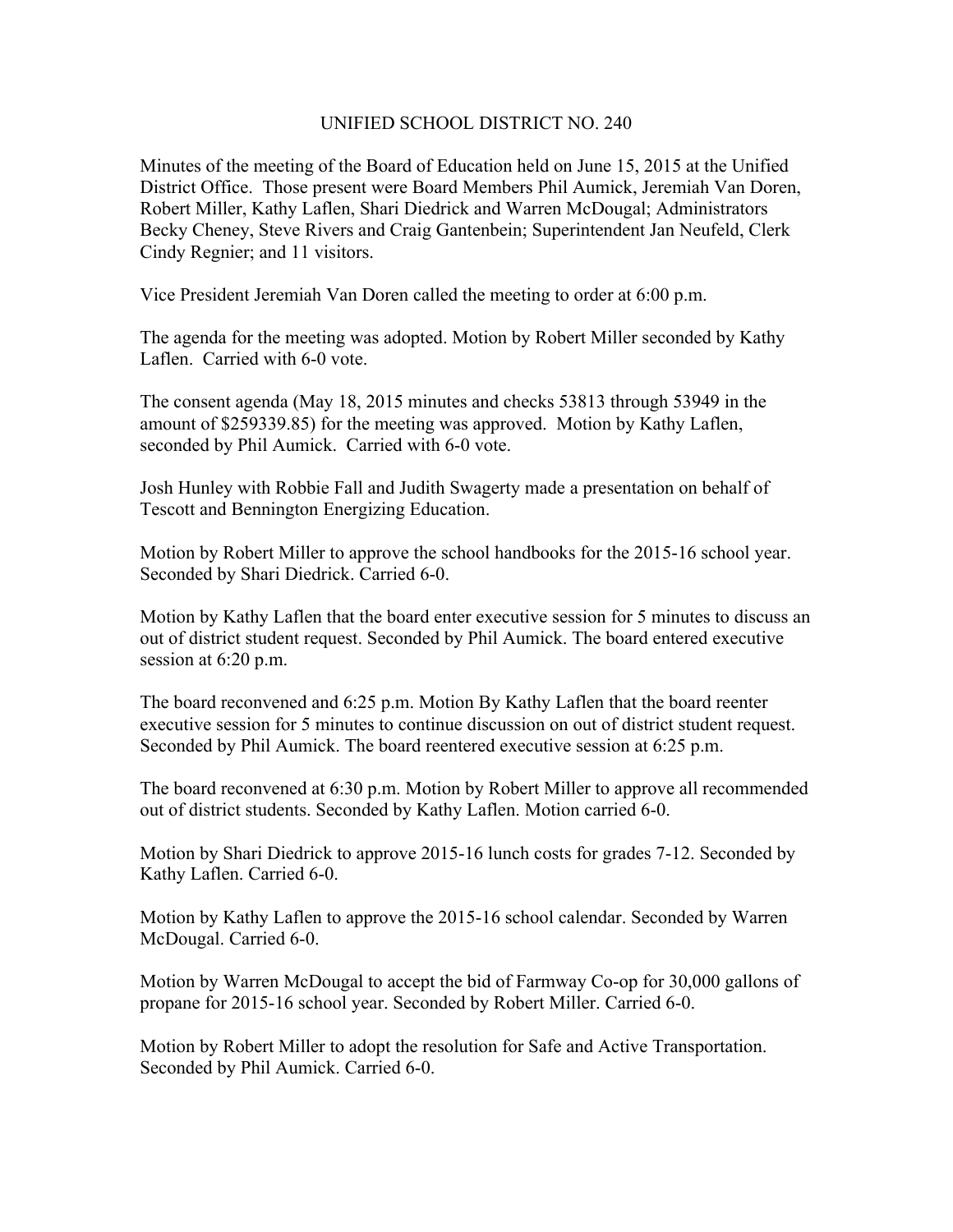# UNIFIED SCHOOL DISTRICT NO. 240

Minutes of the meeting of the Board of Education held on June 15, 2015 at the Unified District Office. Those present were Board Members Phil Aumick, Jeremiah Van Doren, Robert Miller, Kathy Laflen, Shari Diedrick and Warren McDougal; Administrators Becky Cheney, Steve Rivers and Craig Gantenbein; Superintendent Jan Neufeld, Clerk Cindy Regnier; and 11 visitors.

Vice President Jeremiah Van Doren called the meeting to order at 6:00 p.m.

The agenda for the meeting was adopted. Motion by Robert Miller seconded by Kathy Laflen. Carried with 6-0 vote.

The consent agenda (May 18, 2015 minutes and checks 53813 through 53949 in the amount of $259339.85) for the meeting was approved. Motion by Kathy Laflen, seconded by Phil Aumick. Carried with 6-0 vote.

Josh Hunley with Robbie Fall and Judith Swagerty made a presentation on behalf of Tescott and Bennington Energizing Education.

Motion by Robert Miller to approve the school handbooks for the 2015-16 school year. Seconded by Shari Diedrick. Carried 6-0.

Motion by Kathy Laflen that the board enter executive session for 5 minutes to discuss an out of district student request. Seconded by Phil Aumick. The board entered executive session at 6:20 p.m.

The board reconvened and 6:25 p.m. Motion By Kathy Laflen that the board reenter executive session for 5 minutes to continue discussion on out of district student request. Seconded by Phil Aumick. The board reentered executive session at 6:25 p.m.

The board reconvened at 6:30 p.m. Motion by Robert Miller to approve all recommended out of district students. Seconded by Kathy Laflen. Motion carried 6-0.

Motion by Shari Diedrick to approve 2015-16 lunch costs for grades 7-12. Seconded by Kathy Laflen. Carried 6-0.

Motion by Kathy Laflen to approve the 2015-16 school calendar. Seconded by Warren McDougal. Carried 6-0.

Motion by Warren McDougal to accept the bid of Farmway Co-op for 30,000 gallons of propane for 2015-16 school year. Seconded by Robert Miller. Carried 6-0.

Motion by Robert Miller to adopt the resolution for Safe and Active Transportation. Seconded by Phil Aumick. Carried 6-0.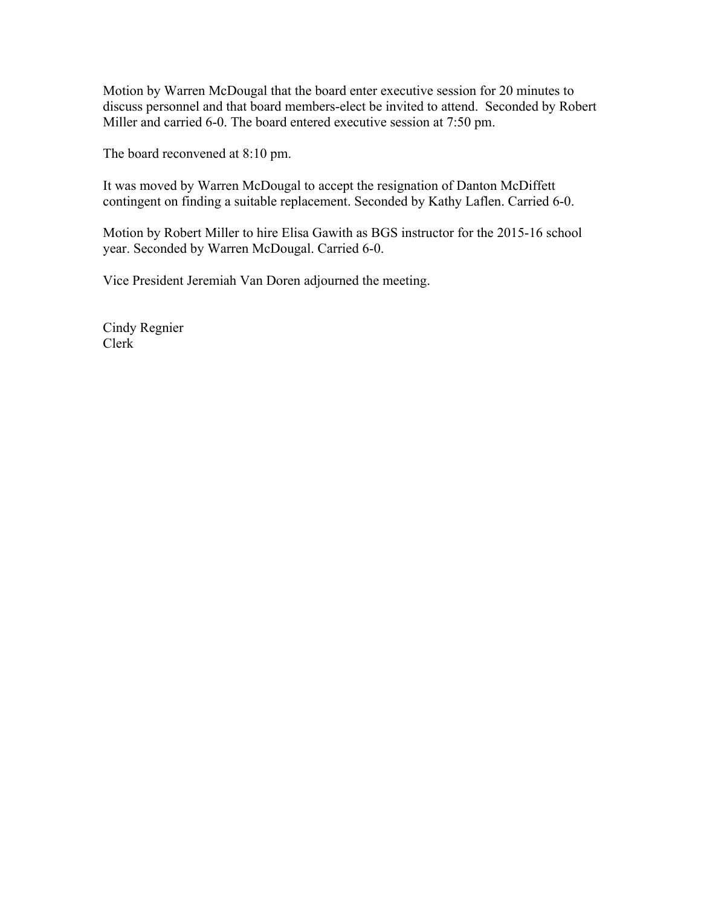Motion by Warren McDougal that the board enter executive session for 20 minutes to discuss personnel and that board members-elect be invited to attend. Seconded by Robert Miller and carried 6-0. The board entered executive session at 7:50 pm.

The board reconvened at 8:10 pm.

It was moved by Warren McDougal to accept the resignation of Danton McDiffett contingent on finding a suitable replacement. Seconded by Kathy Laflen. Carried 6-0.

Motion by Robert Miller to hire Elisa Gawith as BGS instructor for the 2015-16 school year. Seconded by Warren McDougal. Carried 6-0.

Vice President Jeremiah Van Doren adjourned the meeting.

Cindy Regnier  
Clerk